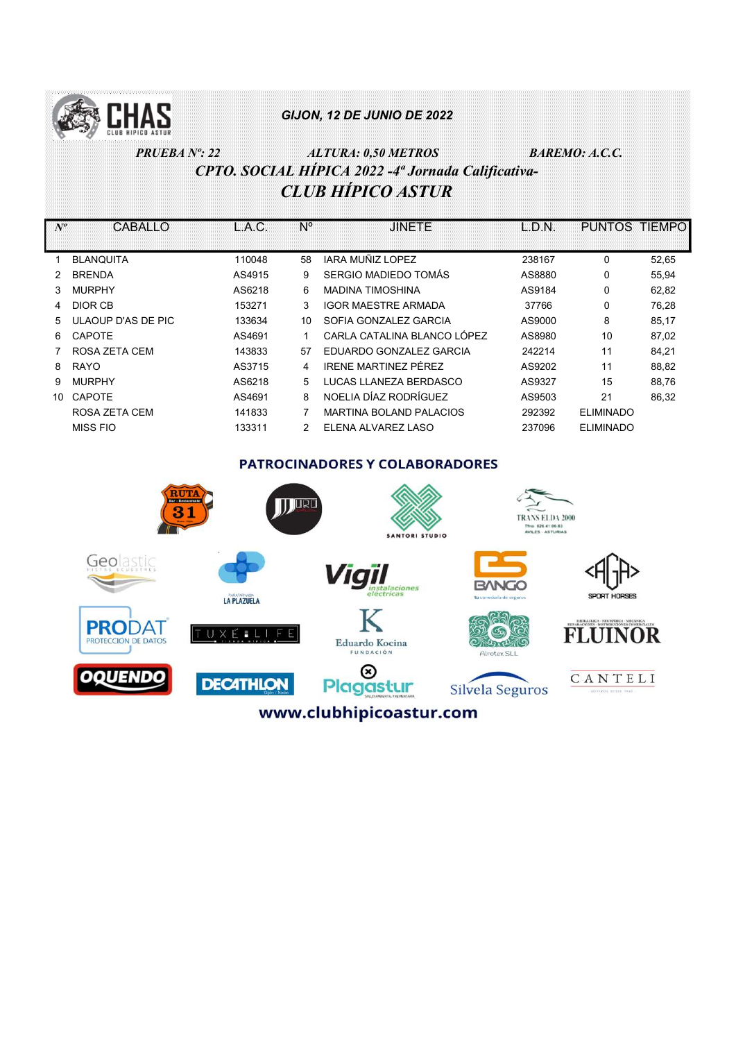**GIJON, 12 DE JUNIO DE 2022**

***PRUEBA Nº: 22*** ***ALTURA: 0,50 METROS*** ***BAREMO: A.C.C.***

## *CPTO. SOCIAL HÍPICA 2022 -4ª Jornada Calificativa-*

## *CLUB HÍPICO ASTUR*

| Nº | CABALLO | L.A.C. | Nº | JINETE | L.D.N. | PUNTOS | TIEMPO |
|---|---|---|---|---|---|---|---|
| 1 | BLANQUITA | 110048 | 58 | IARA MUÑIZ LOPEZ | 238167 | 0 | 52,65 |
| 2 | BRENDA | AS4915 | 9 | SERGIO MADIEDO TOMÁS | AS8880 | 0 | 55,94 |
| 3 | MURPHY | AS6218 | 6 | MADINA TIMOSHINA | AS9184 | 0 | 62,82 |
| 4 | DIOR CB | 153271 | 3 | IGOR MAESTRE ARMADA | 37766 | 0 | 76,28 |
| 5 | ULAOUP D'AS DE PIC | 133634 | 10 | SOFIA GONZALEZ GARCIA | AS9000 | 8 | 85,17 |
| 6 | CAPOTE | AS4691 | 1 | CARLA CATALINA BLANCO LÓPEZ | AS8980 | 10 | 87,02 |
| 7 | ROSA ZETA CEM | 143833 | 57 | EDUARDO GONZALEZ GARCIA | 242214 | 11 | 84,21 |
| 8 | RAYO | AS3715 | 4 | IRENE MARTINEZ PÉREZ | AS9202 | 11 | 88,82 |
| 9 | MURPHY | AS6218 | 5 | LUCAS LLANEZA BERDASCO | AS9327 | 15 | 88,76 |
| 10 | CAPOTE | AS4691 | 8 | NOELIA DÍAZ RODRÍGUEZ | AS9503 | 21 | 86,32 |
| | ROSA ZETA CEM | 141833 | 7 | MARTINA BOLAND PALACIOS | 292392 | ELIMINADO | |
| | MISS FIO | 133311 | 2 | ELENA ALVAREZ LASO | 237096 | ELIMINADO | |

**PATROCINADORES Y COLABORADORES**

**www.clubhipicoastur.com**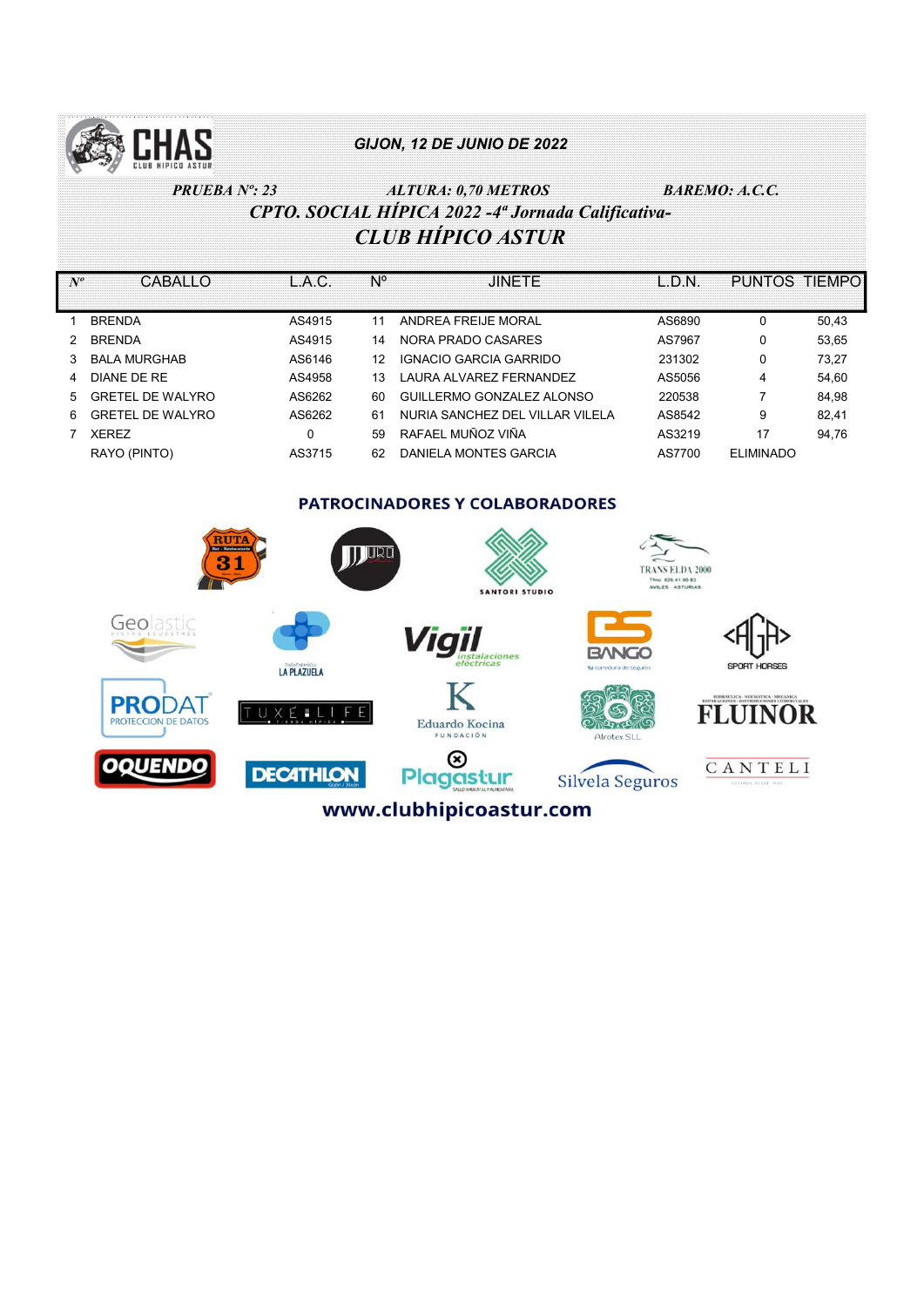**GIJON, 12 DE JUNIO DE 2022**

***PRUEBA Nº: 23*** ***ALTURA: 0,70 METROS*** ***BAREMO: A.C.C.***

## *CPTO. SOCIAL HÍPICA 2022 -4ª Jornada Calificativa-*

## *CLUB HÍPICO ASTUR*

| Nº | CABALLO | L.A.C. | Nº | JINETE | L.D.N. | PUNTOS | TIEMPO |
|---|---|---|---|---|---|---|---|
| 1 | BRENDA | AS4915 | 11 | ANDREA FREIJE MORAL | AS6890 | 0 | 50,43 |
| 2 | BRENDA | AS4915 | 14 | NORA PRADO CASARES | AS7967 | 0 | 53,65 |
| 3 | BALA MURGHAB | AS6146 | 12 | IGNACIO GARCIA GARRIDO | 231302 | 0 | 73,27 |
| 4 | DIANE DE RE | AS4958 | 13 | LAURA ALVAREZ FERNANDEZ | AS5056 | 4 | 54,60 |
| 5 | GRETEL DE WALYRO | AS6262 | 60 | GUILLERMO GONZALEZ ALONSO | 220538 | 7 | 84,98 |
| 6 | GRETEL DE WALYRO | AS6262 | 61 | NURIA SANCHEZ DEL VILLAR VILELA | AS8542 | 9 | 82,41 |
| 7 | XEREZ | 0 | 59 | RAFAEL MUÑOZ VIÑA | AS3219 | 17 | 94,76 |
| | RAYO (PINTO) | AS3715 | 62 | DANIELA MONTES GARCIA | AS7700 | ELIMINADO | |

**PATROCINADORES Y COLABORADORES**

www.clubhipicoastur.com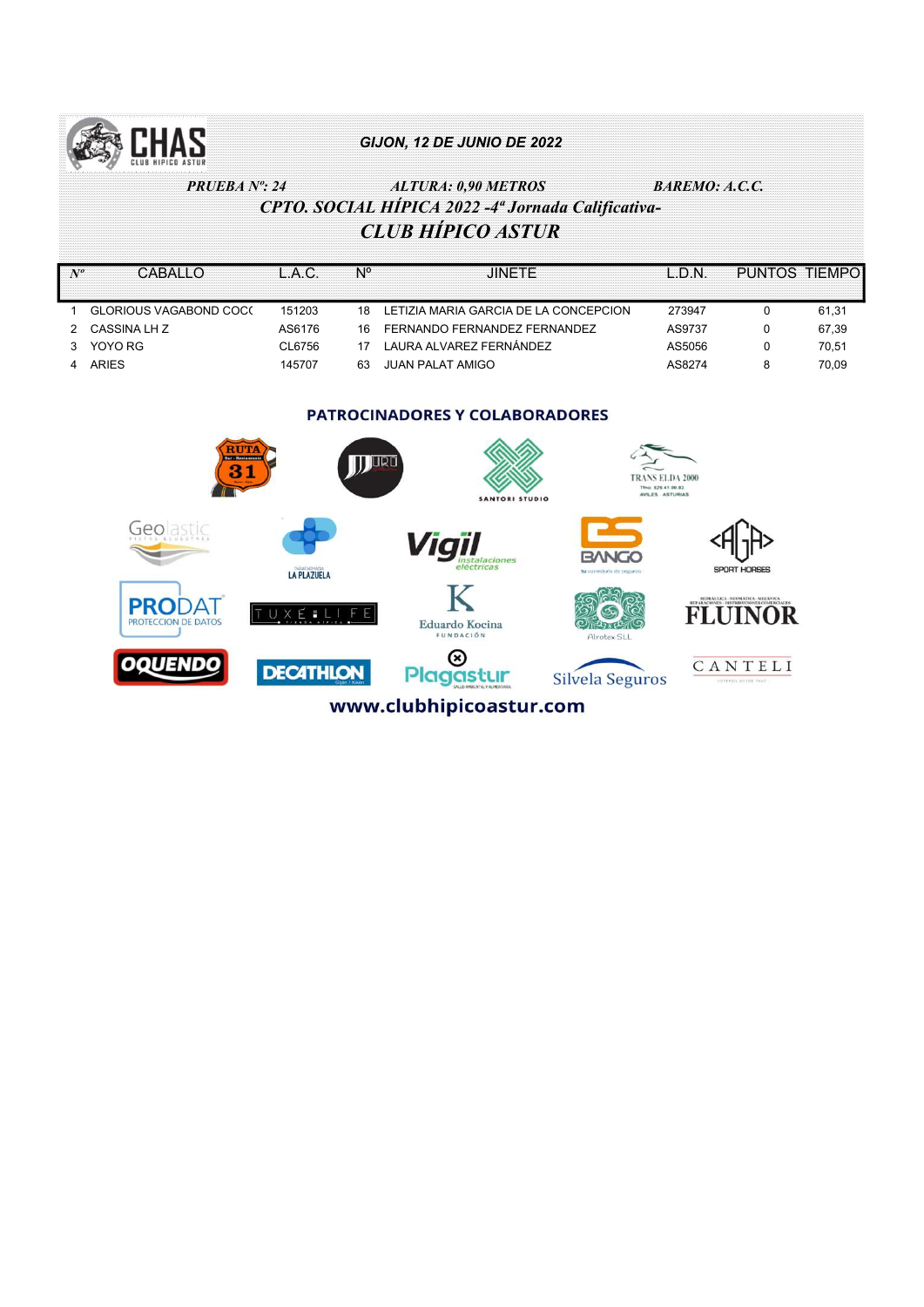**GIJON, 12 DE JUNIO DE 2022**

*PRUEBA Nº: 24* *ALTURA: 0,90 METROS* *BAREMO: A.C.C.*

## *CPTO. SOCIAL HÍPICA 2022 -4ª Jornada Calificativa-*

## *CLUB HÍPICO ASTUR*

| Nº | CABALLO | L.A.C. | Nº | JINETE | L.D.N. | PUNTOS | TIEMPO |
|---|---|---|---|---|---|---|---|
| 1 | GLORIOUS VAGABOND COC( | 151203 | 18 | LETIZIA MARIA GARCIA DE LA CONCEPCION | 273947 | 0 | 61,31 |
| 2 | CASSINA LH Z | AS6176 | 16 | FERNANDO FERNANDEZ FERNANDEZ | AS9737 | 0 | 67,39 |
| 3 | YOYO RG | CL6756 | 17 | LAURA ALVAREZ FERNÁNDEZ | AS5056 | 0 | 70,51 |
| 4 | ARIES | 145707 | 63 | JUAN PALAT AMIGO | AS8274 | 8 | 70,09 |

**PATROCINADORES Y COLABORADORES**

www.clubhipicoastur.com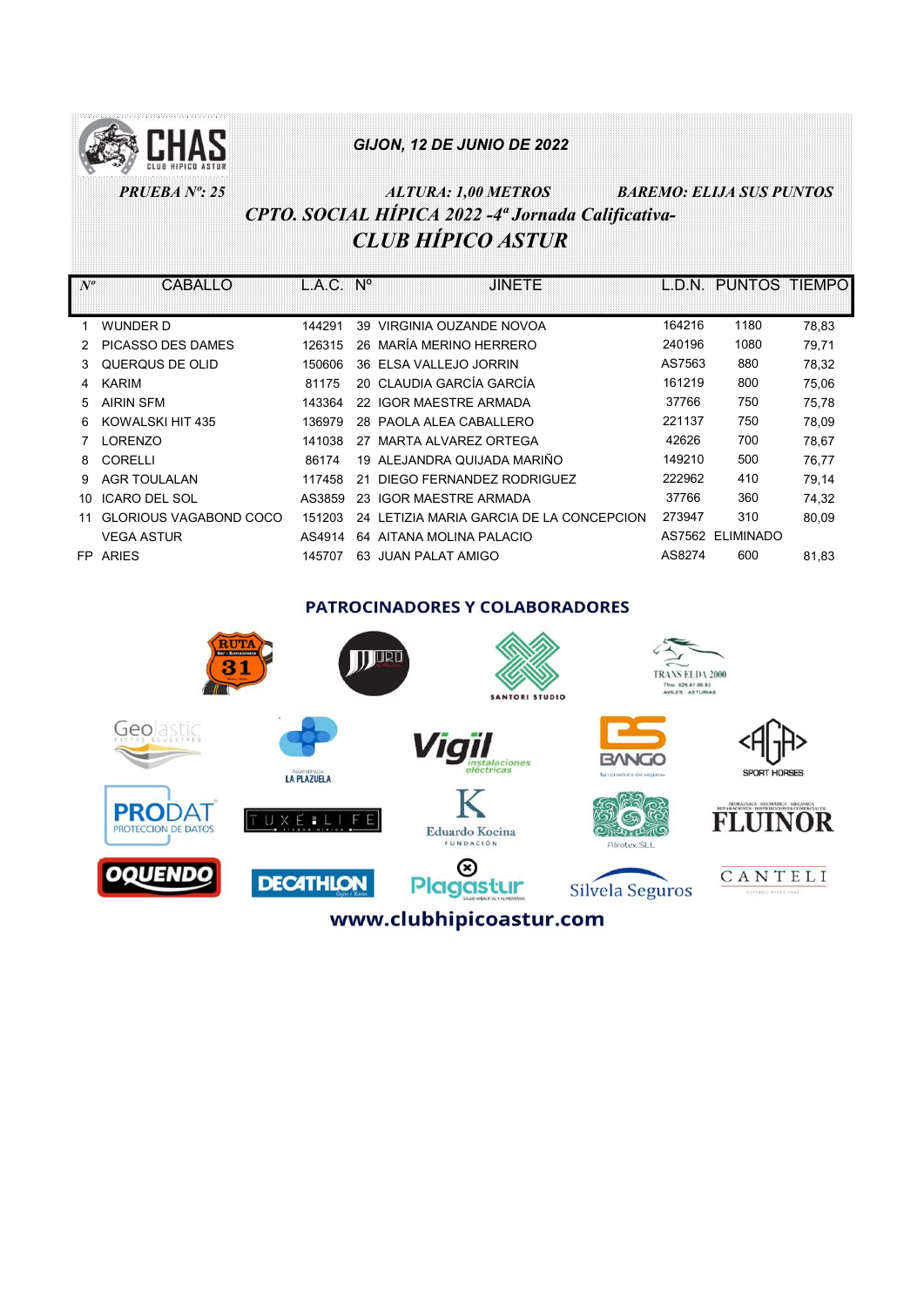**GIJON, 12 DE JUNIO DE 2022**

**PRUEBA Nº: 25** **ALTURA: 1,00 METROS** **BAREMO: ELIJA SUS PUNTOS**

## CPTO. SOCIAL HÍPICA 2022 -4ª Jornada Calificativa-

## CLUB HÍPICO ASTUR

| Nº | CABALLO | L.A.C. | Nº | JINETE | L.D.N. | PUNTOS | TIEMPO |
|---|---|---|---|---|---|---|---|
| 1 | WUNDER D | 144291 | 39 | VIRGINIA OUZANDE NOVOA | 164216 | 1180 | 78,83 |
| 2 | PICASSO DES DAMES | 126315 | 26 | MARÍA MERINO HERRERO | 240196 | 1080 | 79,71 |
| 3 | QUERQUS DE OLID | 150606 | 36 | ELSA VALLEJO JORRIN | AS7563 | 880 | 78,32 |
| 4 | KARIM | 81175 | 20 | CLAUDIA GARCÍA GARCÍA | 161219 | 800 | 75,06 |
| 5 | AIRIN SFM | 143364 | 22 | IGOR MAESTRE ARMADA | 37766 | 750 | 75,78 |
| 6 | KOWALSKI HIT 435 | 136979 | 28 | PAOLA ALEA CABALLERO | 221137 | 750 | 78,09 |
| 7 | LORENZO | 141038 | 27 | MARTA ALVAREZ ORTEGA | 42626 | 700 | 78,67 |
| 8 | CORELLI | 86174 | 19 | ALEJANDRA QUIJADA MARIÑO | 149210 | 500 | 76,77 |
| 9 | AGR TOULALAN | 117458 | 21 | DIEGO FERNANDEZ RODRIGUEZ | 222962 | 410 | 79,14 |
| 10 | ICARO DEL SOL | AS3859 | 23 | IGOR MAESTRE ARMADA | 37766 | 360 | 74,32 |
| 11 | GLORIOUS VAGABOND COCO | 151203 | 24 | LETIZIA MARIA GARCIA DE LA CONCEPCION | 273947 | 310 | 80,09 |
| | VEGA ASTUR | AS4914 | 64 | AITANA MOLINA PALACIO | AS7562 | ELIMINADO | |
| FP | ARIES | 145707 | 63 | JUAN PALAT AMIGO | AS8274 | 600 | 81,83 |

**PATROCINADORES Y COLABORADORES**

www.clubhipicoastur.com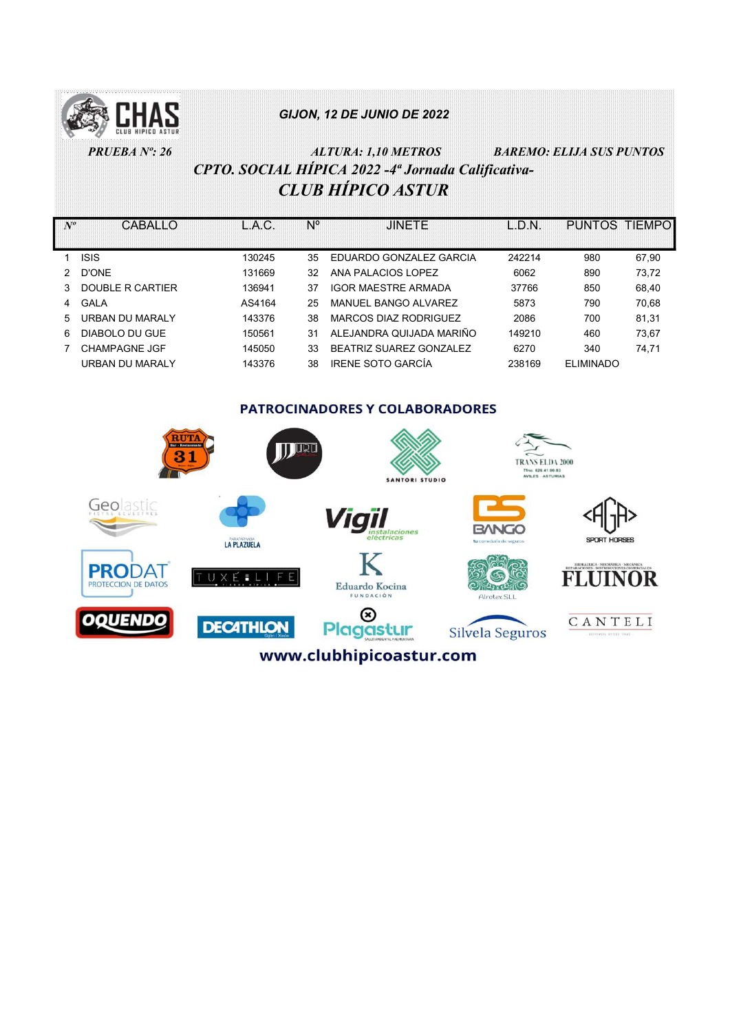CHAS CLUB HIPICO ASTUR

*GIJON, 12 DE JUNIO DE 2022*

***PRUEBA Nº: 26*** ***ALTURA: 1,10 METROS*** ***BAREMO: ELIJA SUS PUNTOS***

## *CPTO. SOCIAL HÍPICA 2022 -4ª Jornada Calificativa-*

## *CLUB HÍPICO ASTUR*

| Nº | CABALLO | L.A.C. | Nº | JINETE | L.D.N. | PUNTOS | TIEMPO |
|---|---|---|---|---|---|---|---|
| 1 | ISIS | 130245 | 35 | EDUARDO GONZALEZ GARCIA | 242214 | 980 | 67,90 |
| 2 | D'ONE | 131669 | 32 | ANA PALACIOS LOPEZ | 6062 | 890 | 73,72 |
| 3 | DOUBLE R CARTIER | 136941 | 37 | IGOR MAESTRE ARMADA | 37766 | 850 | 68,40 |
| 4 | GALA | AS4164 | 25 | MANUEL BANGO ALVAREZ | 5873 | 790 | 70,68 |
| 5 | URBAN DU MARALY | 143376 | 38 | MARCOS DIAZ RODRIGUEZ | 2086 | 700 | 81,31 |
| 6 | DIABOLO DU GUE | 150561 | 31 | ALEJANDRA QUIJADA MARIÑO | 149210 | 460 | 73,67 |
| 7 | CHAMPAGNE JGF | 145050 | 33 | BEATRIZ SUAREZ GONZALEZ | 6270 | 340 | 74,71 |
| | URBAN DU MARALY | 143376 | 38 | IRENE SOTO GARCÍA | 238169 | ELIMINADO | |

**PATROCINADORES Y COLABORADORES**

RUTA 31 · SANTORI STUDIO · TRANS ELDA 2000 · Geolastic · LA PLAZUELA · Vigil instalaciones eléctricas · BANGO · AGA SPORT HORSES · PRODAT PROTECCION DE DATOS · TUXE LIFE · Eduardo Kocina FUNDACIÓN · Alrotex SLL · FLUINOR · OQUENDO · DECATHLON · Plagastur · Silvela Seguros · CANTELI

**www.clubhipicoastur.com**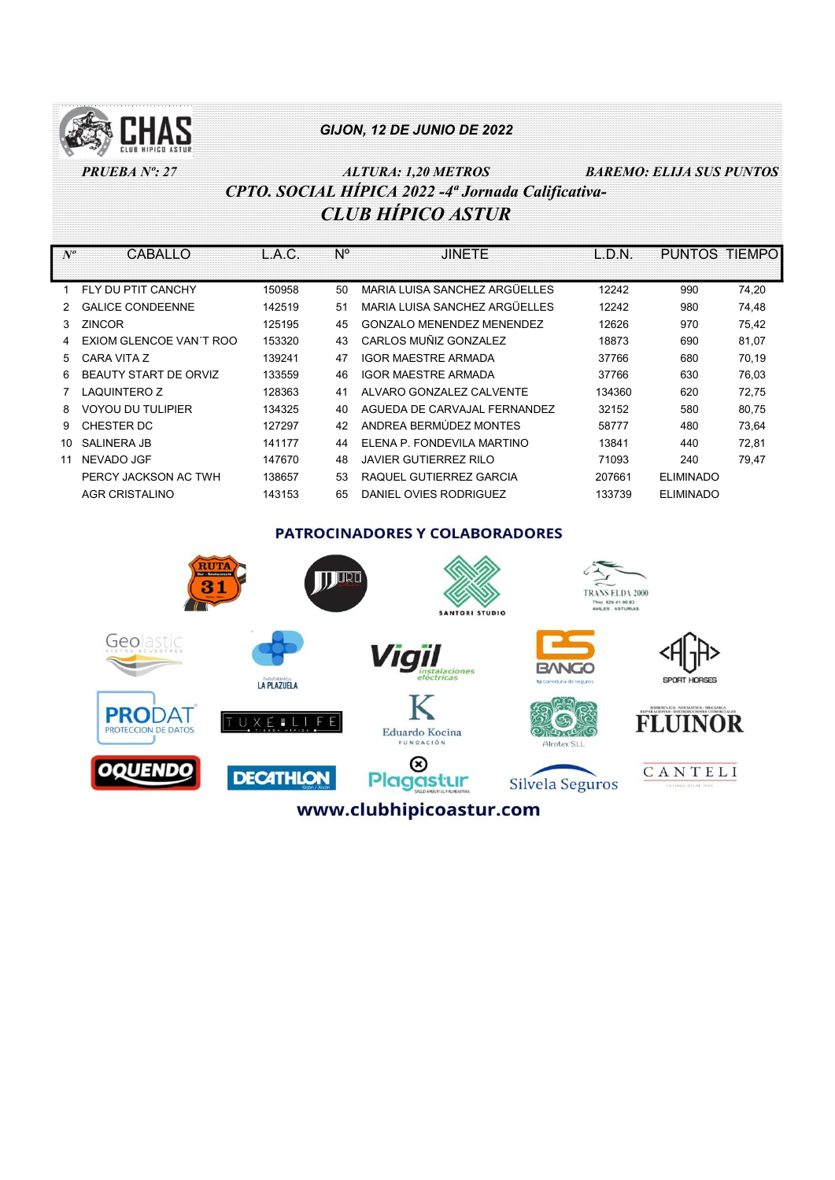**GIJON, 12 DE JUNIO DE 2022**

*PRUEBA Nº: 27* — *ALTURA: 1,20 METROS* — *BAREMO: ELIJA SUS PUNTOS*

## CPTO. SOCIAL HÍPICA 2022 -4ª Jornada Calificativa-

## CLUB HÍPICO ASTUR

| Nº | CABALLO | L.A.C. | Nº | JINETE | L.D.N. | PUNTOS | TIEMPO |
|---|---|---|---|---|---|---|---|
| 1 | FLY DU PTIT CANCHY | 150958 | 50 | MARIA LUISA SANCHEZ ARGÜELLES | 12242 | 990 | 74,20 |
| 2 | GALICE CONDEENNE | 142519 | 51 | MARIA LUISA SANCHEZ ARGÜELLES | 12242 | 980 | 74,48 |
| 3 | ZINCOR | 125195 | 45 | GONZALO MENENDEZ MENENDEZ | 12626 | 970 | 75,42 |
| 4 | EXIOM GLENCOE VAN´T ROO | 153320 | 43 | CARLOS MUÑIZ GONZALEZ | 18873 | 690 | 81,07 |
| 5 | CARA VITA Z | 139241 | 47 | IGOR MAESTRE ARMADA | 37766 | 680 | 70,19 |
| 6 | BEAUTY START DE ORVIZ | 133559 | 46 | IGOR MAESTRE ARMADA | 37766 | 630 | 76,03 |
| 7 | LAQUINTERO Z | 128363 | 41 | ALVARO GONZALEZ CALVENTE | 134360 | 620 | 72,75 |
| 8 | VOYOU DU TULIPIER | 134325 | 40 | AGUEDA DE CARVAJAL FERNANDEZ | 32152 | 580 | 80,75 |
| 9 | CHESTER DC | 127297 | 42 | ANDREA BERMÚDEZ MONTES | 58777 | 480 | 73,64 |
| 10 | SALINERA JB | 141177 | 44 | ELENA P. FONDEVILA MARTINO | 13841 | 440 | 72,81 |
| 11 | NEVADO JGF | 147670 | 48 | JAVIER GUTIERREZ RILO | 71093 | 240 | 79,47 |
| | PERCY JACKSON AC TWH | 138657 | 53 | RAQUEL GUTIERREZ GARCIA | 207661 | ELIMINADO | |
| | AGR CRISTALINO | 143153 | 65 | DANIEL OVIES RODRIGUEZ | 133739 | ELIMINADO | |

**PATROCINADORES Y COLABORADORES**

www.clubhipicoastur.com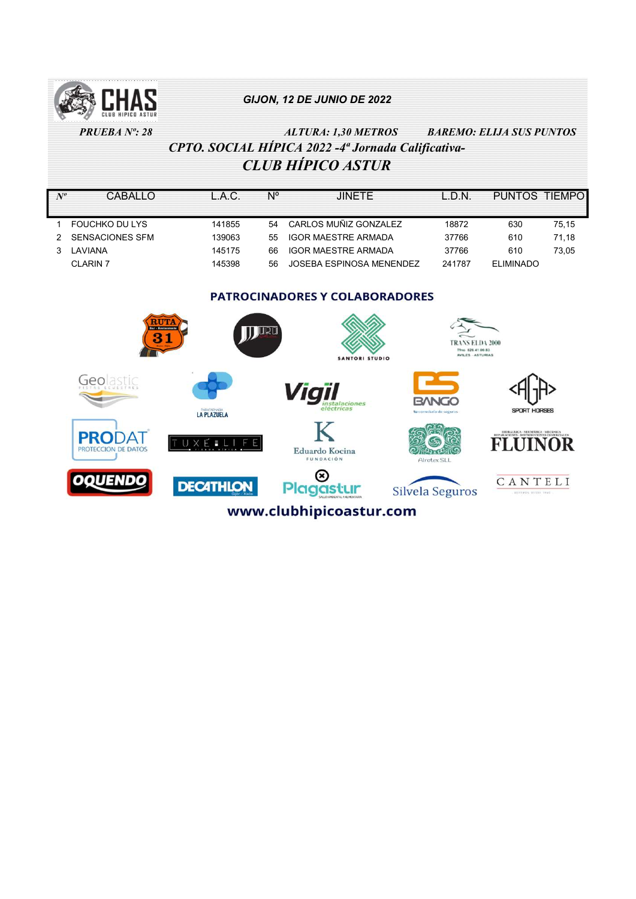**GIJON, 12 DE JUNIO DE 2022**

**PRUEBA Nº: 28** — **ALTURA: 1,30 METROS** — **BAREMO: ELIJA SUS PUNTOS**

## CPTO. SOCIAL HÍPICA 2022 -4ª Jornada Calificativa-

## CLUB HÍPICO ASTUR

| Nº | CABALLO | L.A.C. | Nº | JINETE | L.D.N. | PUNTOS | TIEMPO |
|---|---|---|---|---|---|---|---|
| 1 | FOUCHKO DU LYS | 141855 | 54 | CARLOS MUÑIZ GONZALEZ | 18872 | 630 | 75,15 |
| 2 | SENSACIONES SFM | 139063 | 55 | IGOR MAESTRE ARMADA | 37766 | 610 | 71,18 |
| 3 | LAVIANA | 145175 | 66 | IGOR MAESTRE ARMADA | 37766 | 610 | 73,05 |
| | CLARIN 7 | 145398 | 56 | JOSEBA ESPINOSA MENENDEZ | 241787 | ELIMINADO | |

**PATROCINADORES Y COLABORADORES**

RUTA 31 — SANTORI STUDIO — TRANS ELDA 2000 — Geolastic — LA PLAZUELA — Vigil instalaciones eléctricas — BANGO — SPORT HORSES — PRODAT PROTECCION DE DATOS — TUXE LIFE — Eduardo Kocina FUNDACIÓN — Alrotex SLL — FLUINOR — OQUENDO — DECATHLON — Plagastur — Silvela Seguros — CANTELI

www.clubhipicoastur.com